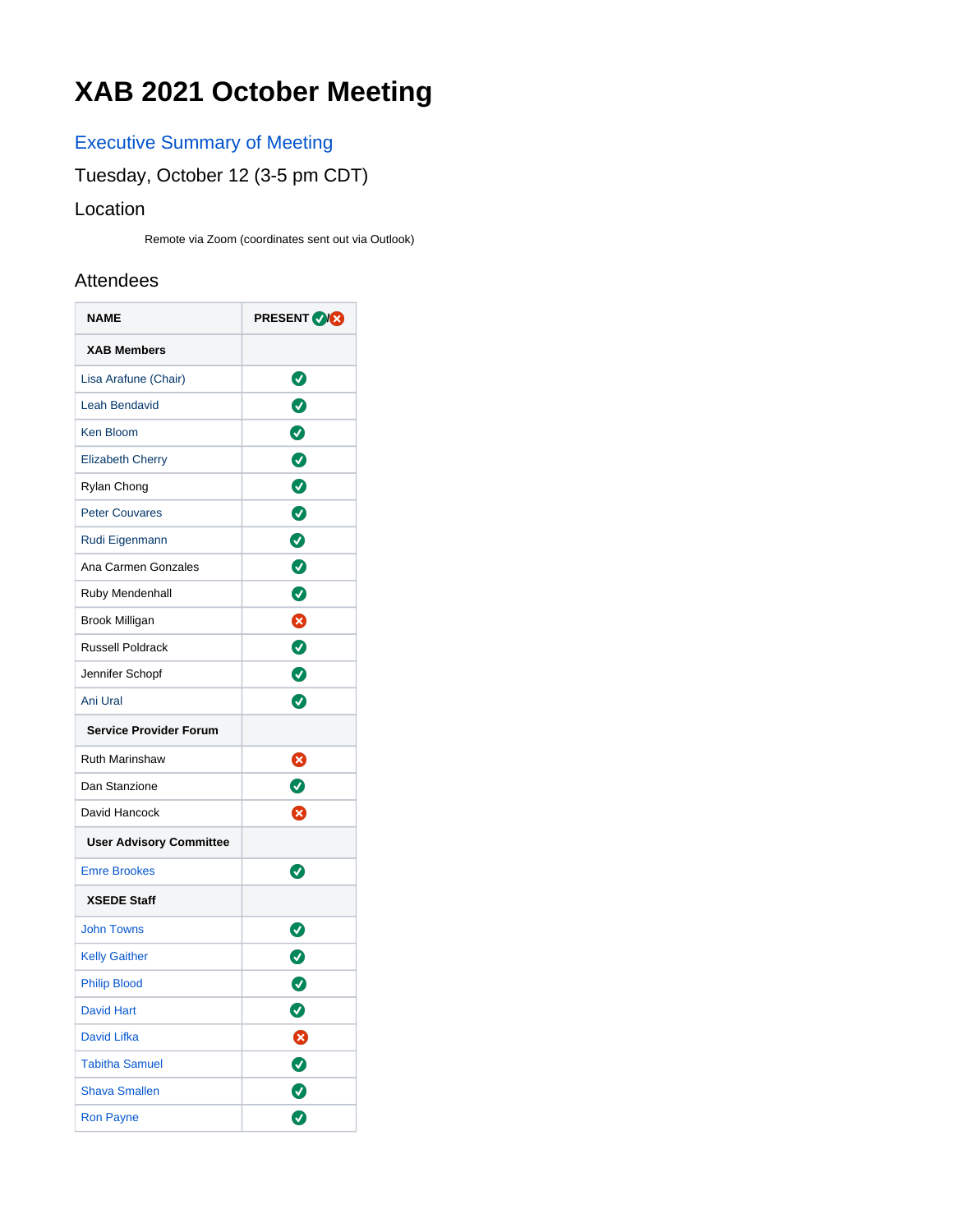# XAB 2021 October Meeting

## Executive Summary of Meeting

### Tuesday, October 12 (3-5 pm CDT)

### Location

Remote via Zoom (coordinates sent out via Outlook)

## Attendees

| NAME | PRESENT ✅/❌ |
|---|---|
| **XAB Members** | |
| Lisa Arafune (Chair) | ✅ |
| Leah Bendavid | ✅ |
| Ken Bloom | ✅ |
| Elizabeth Cherry | ✅ |
| Rylan Chong | ✅ |
| Peter Couvares | ✅ |
| Rudi Eigenmann | ✅ |
| Ana Carmen Gonzales | ✅ |
| Ruby Mendenhall | ✅ |
| Brook Milligan | ❌ |
| Russell Poldrack | ✅ |
| Jennifer Schopf | ✅ |
| Ani Ural | ✅ |
| **Service Provider Forum** | |
| Ruth Marinshaw | ❌ |
| Dan Stanzione | ✅ |
| David Hancock | ❌ |
| **User Advisory Committee** | |
| Emre Brookes | ✅ |
| **XSEDE Staff** | |
| John Towns | ✅ |
| Kelly Gaither | ✅ |
| Philip Blood | ✅ |
| David Hart | ✅ |
| David Lifka | ❌ |
| Tabitha Samuel | ✅ |
| Shava Smallen | ✅ |
| Ron Payne | ✅ |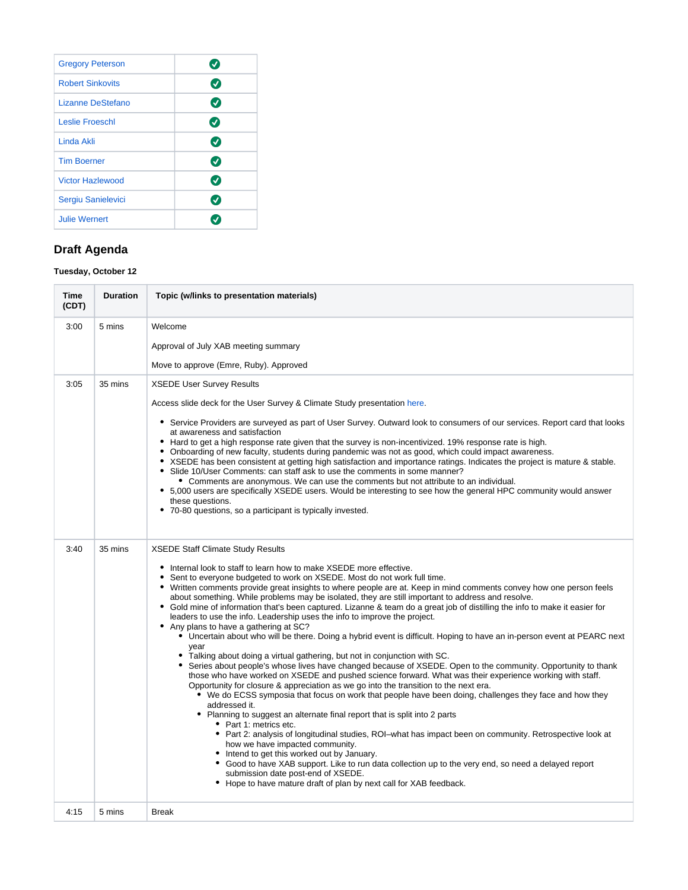| | |
|---|---|
| Gregory Peterson | ✅ |
| Robert Sinkovits | ✅ |
| Lizanne DeStefano | ✅ |
| Leslie Froeschl | ✅ |
| Linda Akli | ✅ |
| Tim Boerner | ✅ |
| Victor Hazlewood | ✅ |
| Sergiu Sanielevici | ✅ |
| Julie Wernert | ✅ |

## Draft Agenda

**Tuesday, October 12**

| Time (CDT) | Duration | Topic (w/links to presentation materials) |
|---|---|---|
| 3:00 | 5 mins | Welcome<br><br>Approval of July XAB meeting summary<br><br>Move to approve (Emre, Ruby). Approved |
| 3:05 | 35 mins | XSEDE User Survey Results<br><br>Access slide deck for the User Survey & Climate Study presentation here.<br><br>• Service Providers are surveyed as part of User Survey. Outward look to consumers of our services. Report card that looks at awareness and satisfaction<br>• Hard to get a high response rate given that the survey is non-incentivized. 19% response rate is high.<br>• Onboarding of new faculty, students during pandemic was not as good, which could impact awareness.<br>• XSEDE has been consistent at getting high satisfaction and importance ratings. Indicates the project is mature & stable.<br>• Slide 10/User Comments: can staff ask to use the comments in some manner?<br>&nbsp;&nbsp;&nbsp;&nbsp;◦ Comments are anonymous. We can use the comments but not attribute to an individual.<br>• 5,000 users are specifically XSEDE users. Would be interesting to see how the general HPC community would answer these questions.<br>• 70-80 questions, so a participant is typically invested. |
| 3:40 | 35 mins | XSEDE Staff Climate Study Results<br><br>• Internal look to staff to learn how to make XSEDE more effective.<br>• Sent to everyone budgeted to work on XSEDE. Most do not work full time.<br>• Written comments provide great insights to where people are at. Keep in mind comments convey how one person feels about something. While problems may be isolated, they are still important to address and resolve.<br>• Gold mine of information that's been captured. Lizanne & team do a great job of distilling the info to make it easier for leaders to use the info. Leadership uses the info to improve the project.<br>• Any plans to have a gathering at SC?<br>&nbsp;&nbsp;&nbsp;&nbsp;◦ Uncertain about who will be there. Doing a hybrid event is difficult. Hoping to have an in-person event at PEARC next year<br>&nbsp;&nbsp;&nbsp;&nbsp;◦ Talking about doing a virtual gathering, but not in conjunction with SC.<br>&nbsp;&nbsp;&nbsp;&nbsp;◦ Series about people's whose lives have changed because of XSEDE. Open to the community. Opportunity to thank those who have worked on XSEDE and pushed science forward. What was their experience working with staff. Opportunity for closure & appreciation as we go into the transition to the next era.<br>&nbsp;&nbsp;&nbsp;&nbsp;&nbsp;&nbsp;&nbsp;&nbsp;▪ We do ECSS symposia that focus on work that people have been doing, challenges they face and how they addressed it.<br>&nbsp;&nbsp;&nbsp;&nbsp;&nbsp;&nbsp;&nbsp;&nbsp;▪ Planning to suggest an alternate final report that is split into 2 parts<br>&nbsp;&nbsp;&nbsp;&nbsp;&nbsp;&nbsp;&nbsp;&nbsp;&nbsp;&nbsp;&nbsp;&nbsp;• Part 1: metrics etc.<br>&nbsp;&nbsp;&nbsp;&nbsp;&nbsp;&nbsp;&nbsp;&nbsp;&nbsp;&nbsp;&nbsp;&nbsp;• Part 2: analysis of longitudinal studies, ROI–what has impact been on community. Retrospective look at how we have impacted community.<br>&nbsp;&nbsp;&nbsp;&nbsp;&nbsp;&nbsp;&nbsp;&nbsp;&nbsp;&nbsp;&nbsp;&nbsp;• Intend to get this worked out by January.<br>&nbsp;&nbsp;&nbsp;&nbsp;&nbsp;&nbsp;&nbsp;&nbsp;&nbsp;&nbsp;&nbsp;&nbsp;• Good to have XAB support. Like to run data collection up to the very end, so need a delayed report submission date post-end of XSEDE.<br>&nbsp;&nbsp;&nbsp;&nbsp;&nbsp;&nbsp;&nbsp;&nbsp;&nbsp;&nbsp;&nbsp;&nbsp;• Hope to have mature draft of plan by next call for XAB feedback. |
| 4:15 | 5 mins | Break |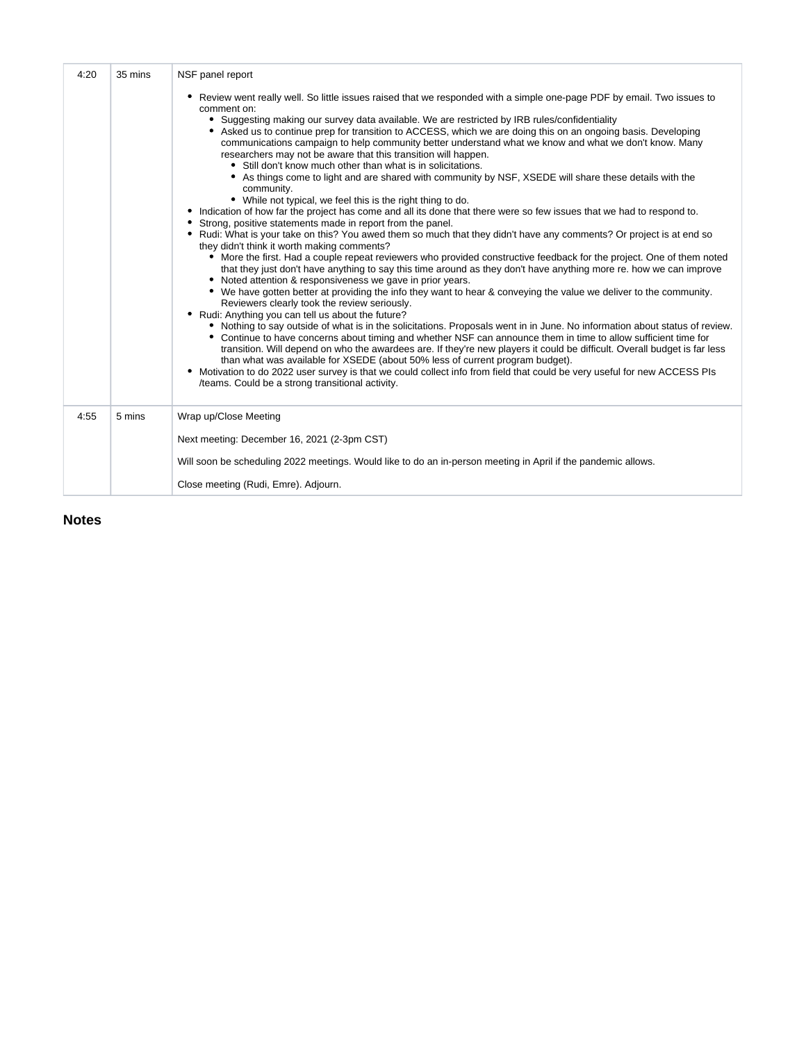| | | |
|---|---|---|
| 4:20 | 35 mins | NSF panel report<br><br>• Review went really well. So little issues raised that we responded with a simple one-page PDF by email. Two issues to comment on:<br>&nbsp;&nbsp;• Suggesting making our survey data available. We are restricted by IRB rules/confidentiality<br>&nbsp;&nbsp;• Asked us to continue prep for transition to ACCESS, which we are doing this on an ongoing basis. Developing communications campaign to help community better understand what we know and what we don't know. Many researchers may not be aware that this transition will happen.<br>&nbsp;&nbsp;&nbsp;&nbsp;• Still don't know much other than what is in solicitations.<br>&nbsp;&nbsp;&nbsp;&nbsp;• As things come to light and are shared with community by NSF, XSEDE will share these details with the community.<br>&nbsp;&nbsp;&nbsp;&nbsp;• While not typical, we feel this is the right thing to do.<br>• Indication of how far the project has come and all its done that there were so few issues that we had to respond to.<br>• Strong, positive statements made in report from the panel.<br>• Rudi: What is your take on this? You awed them so much that they didn't have any comments? Or project is at end so they didn't think it worth making comments?<br>&nbsp;&nbsp;• More the first. Had a couple repeat reviewers who provided constructive feedback for the project. One of them noted that they just don't have anything to say this time around as they don't have anything more re. how we can improve<br>&nbsp;&nbsp;• Noted attention & responsiveness we gave in prior years.<br>&nbsp;&nbsp;• We have gotten better at providing the info they want to hear & conveying the value we deliver to the community. Reviewers clearly took the review seriously.<br>• Rudi: Anything you can tell us about the future?<br>&nbsp;&nbsp;• Nothing to say outside of what is in the solicitations. Proposals went in in June. No information about status of review.<br>&nbsp;&nbsp;• Continue to have concerns about timing and whether NSF can announce them in time to allow sufficient time for transition. Will depend on who the awardees are. If they're new players it could be difficult. Overall budget is far less than what was available for XSEDE (about 50% less of current program budget).<br>• Motivation to do 2022 user survey is that we could collect info from field that could be very useful for new ACCESS PIs /teams. Could be a strong transitional activity. |
| 4:55 | 5 mins | Wrap up/Close Meeting<br><br>Next meeting: December 16, 2021 (2-3pm CST)<br><br>Will soon be scheduling 2022 meetings. Would like to do an in-person meeting in April if the pandemic allows.<br><br>Close meeting (Rudi, Emre). Adjourn. |

## Notes